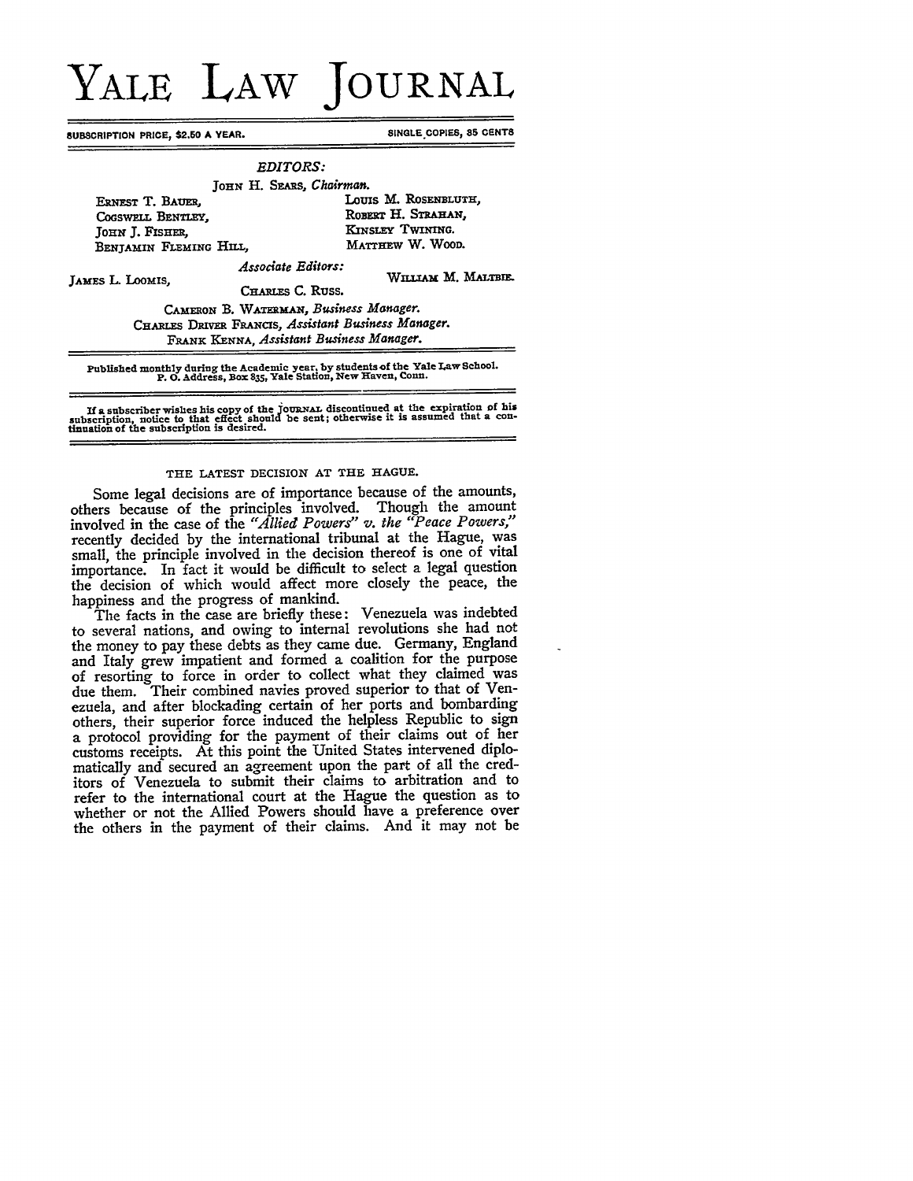# YALE LAW JOURNAL

SUBSCRIPTION PRICE, $2.50 A YEAR. SINGLE COPIES, 35 CENTS

*EDITORS:*

JOHN H. SEARS, *Chairman.*

ERNEST T. BAUER,
COGSWELL BENTLEY,
JOHN J. FISHER,
BENJAMIN FLEMING HILL,
LOUIS M. ROSENBLUTH,
ROBERT H. STRAHAN,
KINSLEY TWINING.
MATTHEW W. WOOD.

*Associate Editors:*

JAMES L. LOOMIS,
CHARLES C. RUSS.
WILLIAM M. MALTBIE.

CAMERON B. WATERMAN, *Business Manager.*
CHARLES DRIVER FRANCIS, *Assistant Business Manager.*
FRANK KENNA, *Assistant Business Manager.*

Published monthly during the Academic year, by students of the Yale Law School. P. O. Address, Box 835, Yale Station, New Haven, Conn.

If a subscriber wishes his copy of the JOURNAL discontinued at the expiration of his subscription, notice to that effect should be sent; otherwise it is assumed that a continuation of the subscription is desired.

## THE LATEST DECISION AT THE HAGUE.

Some legal decisions are of importance because of the amounts, others because of the principles involved. Though the amount involved in the case of the *"Allied Powers" v. the "Peace Powers,"* recently decided by the international tribunal at the Hague, was small, the principle involved in the decision thereof is one of vital importance. In fact it would be difficult to select a legal question the decision of which would affect more closely the peace, the happiness and the progress of mankind.

The facts in the case are briefly these: Venezuela was indebted to several nations, and owing to internal revolutions she had not the money to pay these debts as they came due. Germany, England and Italy grew impatient and formed a coalition for the purpose of resorting to force in order to collect what they claimed was due them. Their combined navies proved superior to that of Venezuela, and after blockading certain of her ports and bombarding others, their superior force induced the helpless Republic to sign a protocol providing for the payment of their claims out of her customs receipts. At this point the United States intervened diplomatically and secured an agreement upon the part of all the creditors of Venezuela to submit their claims to arbitration and to refer to the international court at the Hague the question as to whether or not the Allied Powers should have a preference over the others in the payment of their claims. And it may not be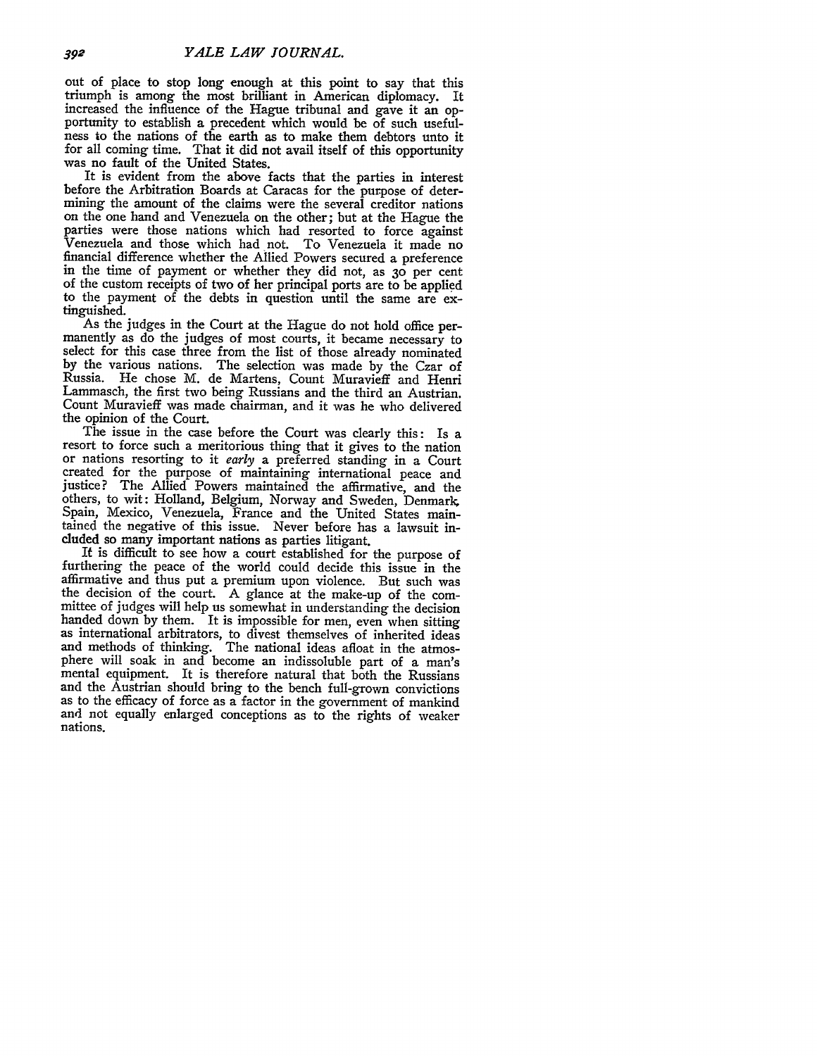out of place to stop long enough at this point to say that this triumph is among the most brilliant in American diplomacy. It increased the influence of the Hague tribunal and gave it an opportunity to establish a precedent which would be of such usefulness to the nations of the earth as to make them debtors unto it for all coming time. That it did not avail itself of this opportunity was no fault of the United States.

It is evident from the above facts that the parties in interest before the Arbitration Boards at Caracas for the purpose of determining the amount of the claims were the several creditor nations on the one hand and Venezuela on the other; but at the Hague the parties were those nations which had resorted to force against Venezuela and those which had not. To Venezuela it made no financial difference whether the Allied Powers secured a preference in the time of payment or whether they did not, as 30 per cent of the custom receipts of two of her principal ports are to be applied to the payment of the debts in question until the same are extinguished.

As the judges in the Court at the Hague do not hold office permanently as do the judges of most courts, it became necessary to select for this case three from the list of those already nominated by the various nations. The selection was made by the Czar of Russia. He chose M. de Martens, Count Muravieff and Henri Lammasch, the first two being Russians and the third an Austrian. Count Muravieff was made chairman, and it was he who delivered the opinion of the Court.

The issue in the case before the Court was clearly this: Is a resort to force such a meritorious thing that it gives to the nation or nations resorting to it *early* a preferred standing in a Court created for the purpose of maintaining international peace and justice? The Allied Powers maintained the affirmative, and the others, to wit: Holland, Belgium, Norway and Sweden, Denmark, Spain, Mexico, Venezuela, France and the United States maintained the negative of this issue. Never before has a lawsuit included so many important nations as parties litigant.

It is difficult to see how a court established for the purpose of furthering the peace of the world could decide this issue in the affirmative and thus put a premium upon violence. But such was the decision of the court. A glance at the make-up of the committee of judges will help us somewhat in understanding the decision handed down by them. It is impossible for men, even when sitting as international arbitrators, to divest themselves of inherited ideas and methods of thinking. The national ideas afloat in the atmosphere will soak in and become an indissoluble part of a man's mental equipment. It is therefore natural that both the Russians and the Austrian should bring to the bench full-grown convictions as to the efficacy of force as a factor in the government of mankind and not equally enlarged conceptions as to the rights of weaker nations.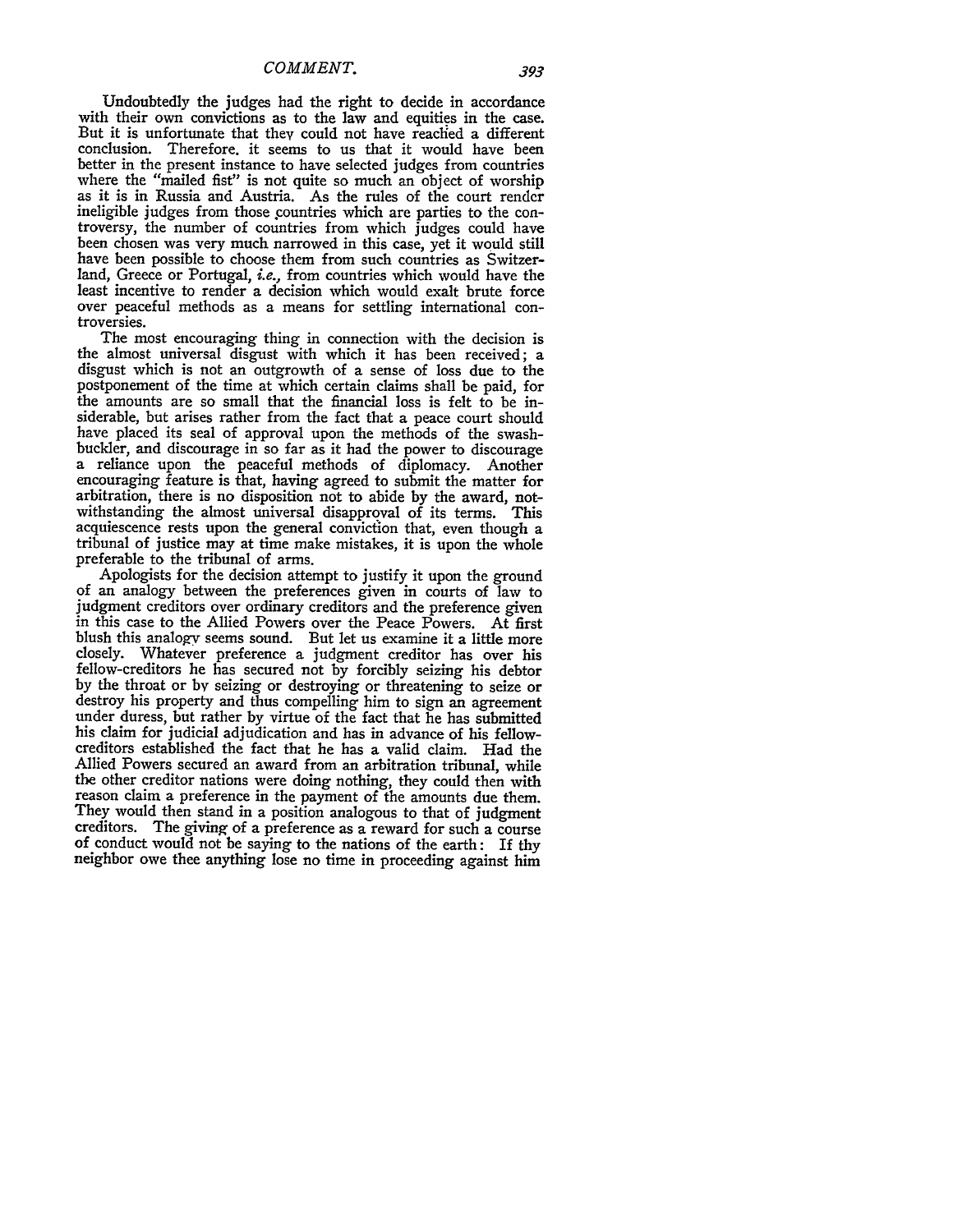Undoubtedly the judges had the right to decide in accordance with their own convictions as to the law and equities in the case. But it is unfortunate that they could not have reached a different conclusion. Therefore, it seems to us that it would have been better in the present instance to have selected judges from countries where the "mailed fist" is not quite so much an object of worship as it is in Russia and Austria. As the rules of the court render ineligible judges from those countries which are parties to the controversy, the number of countries from which judges could have been chosen was very much narrowed in this case, yet it would still have been possible to choose them from such countries as Switzerland, Greece or Portugal, *i.e.,* from countries which would have the least incentive to render a decision which would exalt brute force over peaceful methods as a means for settling international controversies.

The most encouraging thing in connection with the decision is the almost universal disgust with which it has been received; a disgust which is not an outgrowth of a sense of loss due to the postponement of the time at which certain claims shall be paid, for the amounts are so small that the financial loss is felt to be insiderable, but arises rather from the fact that a peace court should have placed its seal of approval upon the methods of the swashbuckler, and discourage in so far as it had the power to discourage a reliance upon the peaceful methods of diplomacy. Another encouraging feature is that, having agreed to submit the matter for arbitration, there is no disposition not to abide by the award, notwithstanding the almost universal disapproval of its terms. This acquiescence rests upon the general conviction that, even though a tribunal of justice may at time make mistakes, it is upon the whole preferable to the tribunal of arms.

Apologists for the decision attempt to justify it upon the ground of an analogy between the preferences given in courts of law to judgment creditors over ordinary creditors and the preference given in this case to the Allied Powers over the Peace Powers. At first blush this analogy seems sound. But let us examine it a little more closely. Whatever preference a judgment creditor has over his fellow-creditors he has secured not by forcibly seizing his debtor by the throat or by seizing or destroying or threatening to seize or destroy his property and thus compelling him to sign an agreement under duress, but rather by virtue of the fact that he has submitted his claim for judicial adjudication and has in advance of his fellow-creditors established the fact that he has a valid claim. Had the Allied Powers secured an award from an arbitration tribunal, while the other creditor nations were doing nothing, they could then with reason claim a preference in the payment of the amounts due them. They would then stand in a position analogous to that of judgment creditors. The giving of a preference as a reward for such a course of conduct would not be saying to the nations of the earth: If thy neighbor owe thee anything lose no time in proceeding against him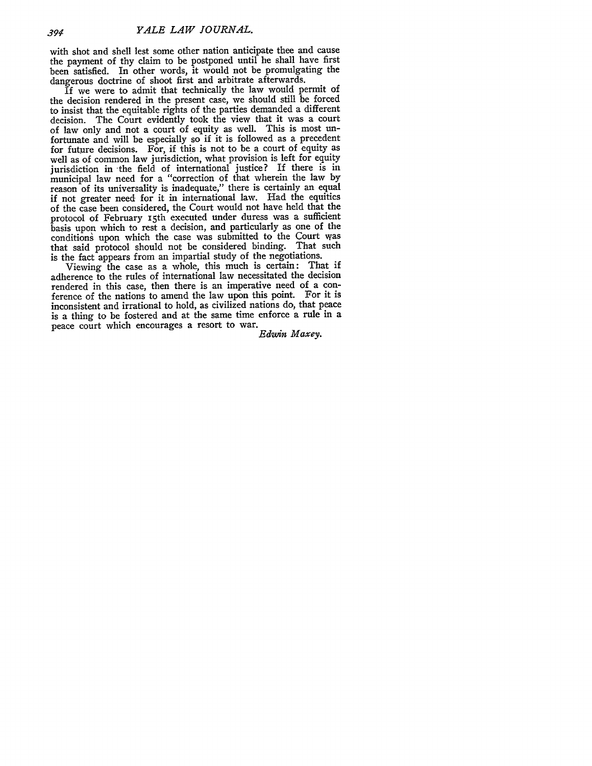with shot and shell lest some other nation anticipate thee and cause the payment of thy claim to be postponed until he shall have first been satisfied. In other words, it would not be promulgating the dangerous doctrine of shoot first and arbitrate afterwards.

If we were to admit that technically the law would permit of the decision rendered in the present case, we should still be forced to insist that the equitable rights of the parties demanded a different decision. The Court evidently took the view that it was a court of law only and not a court of equity as well. This is most unfortunate and will be especially so if it is followed as a precedent for future decisions. For, if this is not to be a court of equity as well as of common law jurisdiction, what provision is left for equity jurisdiction in the field of international justice? If there is in municipal law need for a "correction of that wherein the law by reason of its universality is inadequate," there is certainly an equal if not greater need for it in international law. Had the equities of the case been considered, the Court would not have held that the protocol of February 15th executed under duress was a sufficient basis upon which to rest a decision, and particularly as one of the conditions upon which the case was submitted to the Court was that said protocol should not be considered binding. That such is the fact appears from an impartial study of the negotiations.

Viewing the case as a whole, this much is certain: That if adherence to the rules of international law necessitated the decision rendered in this case, then there is an imperative need of a conference of the nations to amend the law upon this point. For it is inconsistent and irrational to hold, as civilized nations do, that peace is a thing to be fostered and at the same time enforce a rule in a peace court which encourages a resort to war.

*Edwin Maxey.*